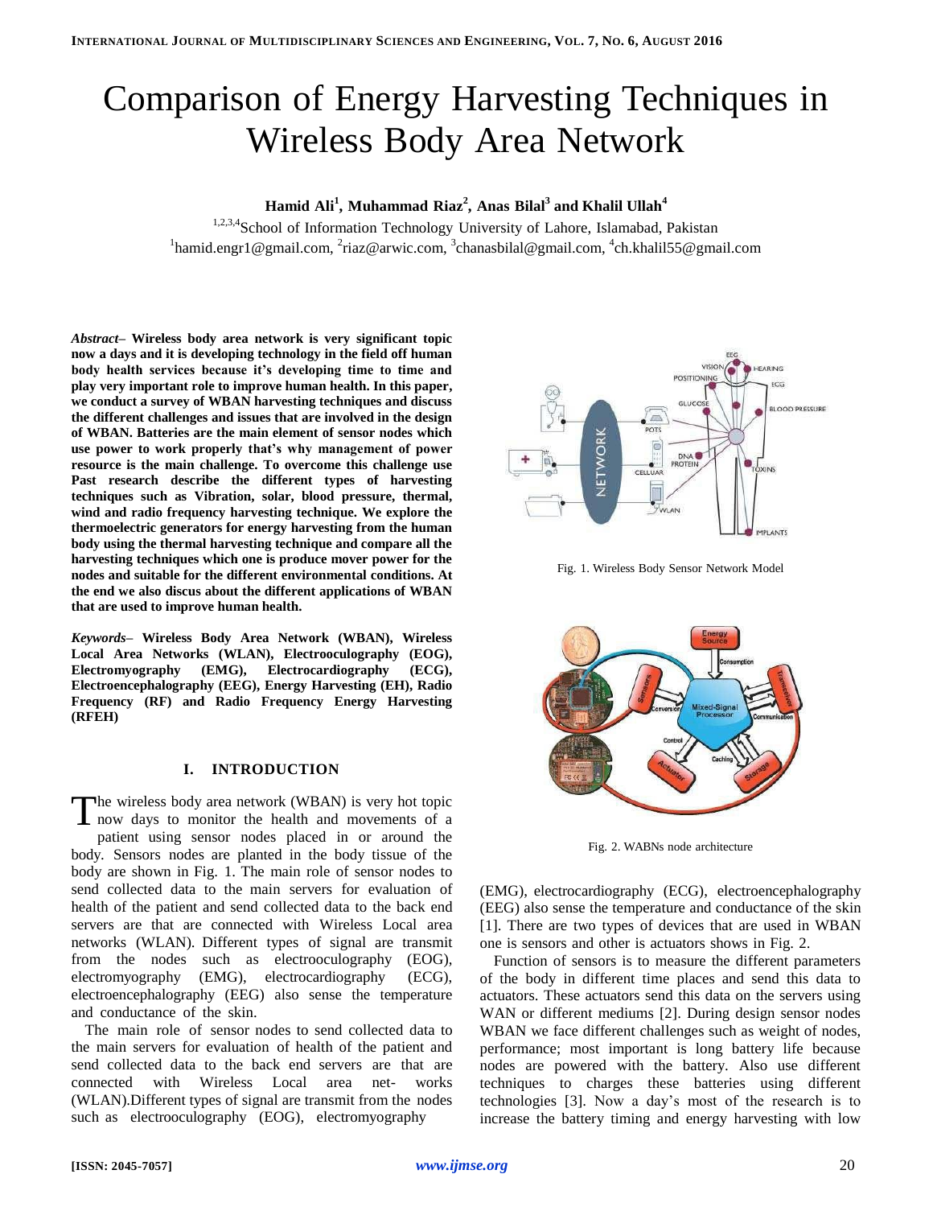# Comparison of Energy Harvesting Techniques in Wireless Body Area Network

**Hamid Ali[1], Muhammad Riaz[2], Anas Bilal[3] and Khalil Ullah[4]**

[1,2,3,4]School of Information Technology University of Lahore, Islamabad, Pakistan
[1]hamid.engr1@gmail.com, [2]riaz@arwic.com, [3]chanasbilal@gmail.com, [4]ch.khalil55@gmail.com

*Abstract–* **Wireless body area network is very significant topic now a days and it is developing technology in the field off human body health services because it's developing time to time and play very important role to improve human health. In this paper, we conduct a survey of WBAN harvesting techniques and discuss the different challenges and issues that are involved in the design of WBAN. Batteries are the main element of sensor nodes which use power to work properly that's why management of power resource is the main challenge. To overcome this challenge use Past research describe the different types of harvesting techniques such as Vibration, solar, blood pressure, thermal, wind and radio frequency harvesting technique. We explore the thermoelectric generators for energy harvesting from the human body using the thermal harvesting technique and compare all the harvesting techniques which one is produce mover power for the nodes and suitable for the different environmental conditions. At the end we also discus about the different applications of WBAN that are used to improve human health.**

*Keywords–* **Wireless Body Area Network (WBAN), Wireless Local Area Networks (WLAN), Electrooculography (EOG), Electromyography (EMG), Electrocardiography (ECG), Electroencephalography (EEG), Energy Harvesting (EH), Radio Frequency (RF) and Radio Frequency Energy Harvesting (RFEH)**

## I. INTRODUCTION

The wireless body area network (WBAN) is very hot topic now days to monitor the health and movements of a patient using sensor nodes placed in or around the body. Sensors nodes are planted in the body tissue of the body are shown in Fig. 1. The main role of sensor nodes to send collected data to the main servers for evaluation of health of the patient and send collected data to the back end servers are that are connected with Wireless Local area networks (WLAN). Different types of signal are transmit from the nodes such as electrooculography (EOG), electromyography (EMG), electrocardiography (ECG), electroencephalography (EEG) also sense the temperature and conductance of the skin.

The main role of sensor nodes to send collected data to the main servers for evaluation of health of the patient and send collected data to the back end servers are that are connected with Wireless Local area net- works (WLAN).Different types of signal are transmit from the nodes such as electrooculography (EOG), electromyography (EMG), electrocardiography (ECG), electroencephalography (EEG) also sense the temperature and conductance of the skin [1]. There are two types of devices that are used in WBAN one is sensors and other is actuators shows in Fig. 2.

Fig. 1. Wireless Body Sensor Network Model

Fig. 2. WABNs node architecture

Function of sensors is to measure the different parameters of the body in different time places and send this data to actuators. These actuators send this data on the servers using WAN or different mediums [2]. During design sensor nodes WBAN we face different challenges such as weight of nodes, performance; most important is long battery life because nodes are powered with the battery. Also use different techniques to charges these batteries using different technologies [3]. Now a day's most of the research is to increase the battery timing and energy harvesting with low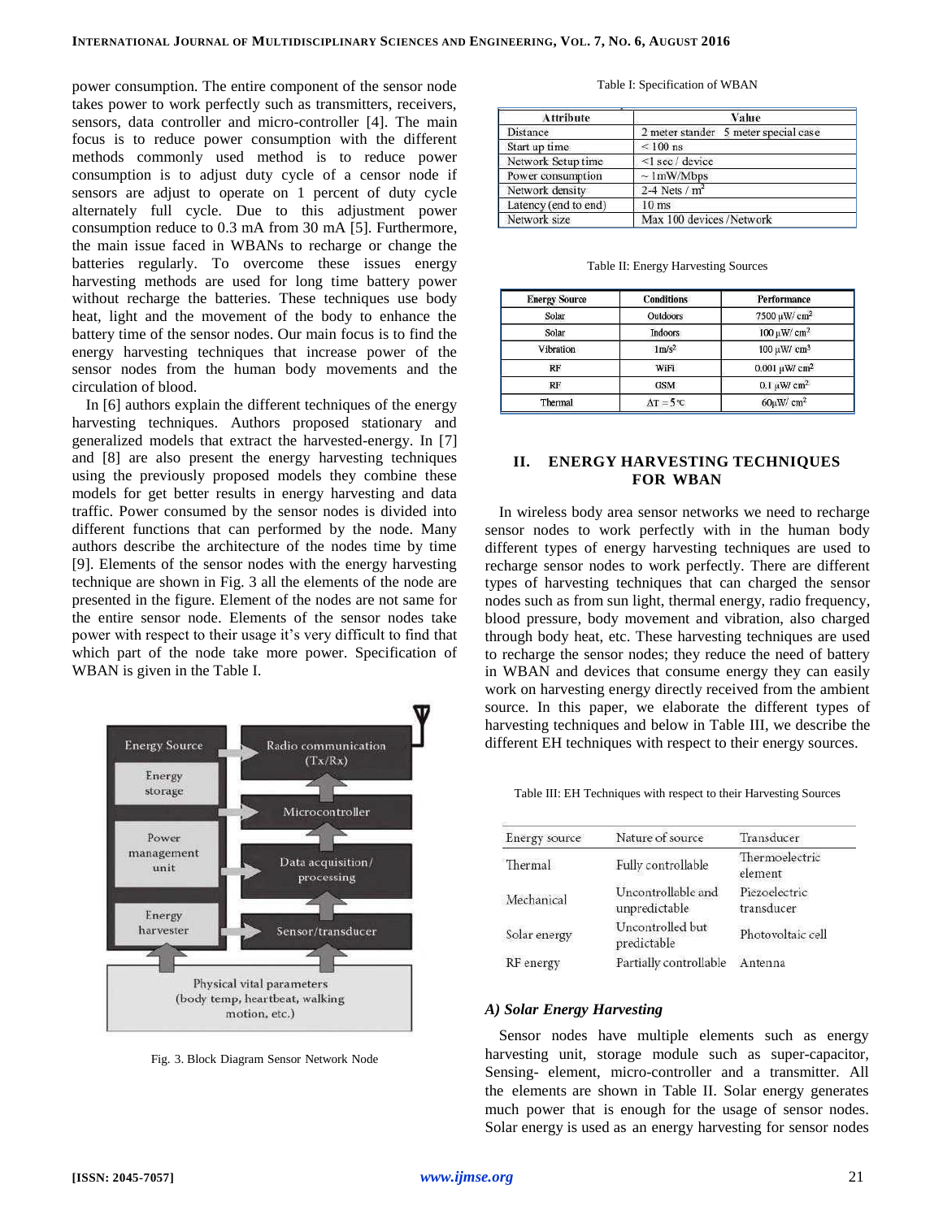power consumption. The entire component of the sensor node takes power to work perfectly such as transmitters, receivers, sensors, data controller and micro-controller [4]. The main focus is to reduce power consumption with the different methods commonly used method is to reduce power consumption is to adjust duty cycle of a censor node if sensors are adjust to operate on 1 percent of duty cycle alternately full cycle. Due to this adjustment power consumption reduce to 0.3 mA from 30 mA [5]. Furthermore, the main issue faced in WBANs to recharge or change the batteries regularly. To overcome these issues energy harvesting methods are used for long time battery power without recharge the batteries. These techniques use body heat, light and the movement of the body to enhance the battery time of the sensor nodes. Our main focus is to find the energy harvesting techniques that increase power of the sensor nodes from the human body movements and the circulation of blood.

In [6] authors explain the different techniques of the energy harvesting techniques. Authors proposed stationary and generalized models that extract the harvested-energy. In [7] and [8] are also present the energy harvesting techniques using the previously proposed models they combine these models for get better results in energy harvesting and data traffic. Power consumed by the sensor nodes is divided into different functions that can performed by the node. Many authors describe the architecture of the nodes time by time [9]. Elements of the sensor nodes with the energy harvesting technique are shown in Fig. 3 all the elements of the node are presented in the figure. Element of the nodes are not same for the entire sensor node. Elements of the sensor nodes take power with respect to their usage it's very difficult to find that which part of the node take more power. Specification of WBAN is given in the Table I.

Energy Source | Energy storage | Power management unit | Energy harvester | Radio communication (Tx/Rx) | Microcontroller | Data acquisition/ processing | Sensor/transducer | Physical vital parameters (body temp, heartbeat, walking motion, etc.)

Fig. 3. Block Diagram Sensor Network Node

Table I: Specification of WBAN

| Attribute | Value |
|---|---|
| Distance | 2 meter stander 5 meter special case |
| Start up time | < 100 ns |
| Network Setup time | <1 sec / device |
| Power consumption | ~ 1mW/Mbps |
| Network density | 2-4 Nets / $m^2$ |
| Latency (end to end) | 10 ms |
| Network size | Max 100 devices /Network |

Table II: Energy Harvesting Sources

| Energy Source | Conditions | Performance |
|---|---|---|
| Solar | Outdoors | 7500 μW/ $cm^2$ |
| Solar | Indoors | 100 μW/ $cm^2$ |
| Vibration | $1m/s^2$ | 100 μW/ $cm^3$ |
| RF | WiFi | 0.001 μW/ $cm^2$ |
| RF | GSM | 0.1 μW/ $cm^2$ |
| Thermal | $\Delta T = 5$ °C | 60μW/ $cm^2$ |

## II. ENERGY HARVESTING TECHNIQUES FOR WBAN

In wireless body area sensor networks we need to recharge sensor nodes to work perfectly with in the human body different types of energy harvesting techniques are used to recharge sensor nodes to work perfectly. There are different types of harvesting techniques that can charged the sensor nodes such as from sun light, thermal energy, radio frequency, blood pressure, body movement and vibration, also charged through body heat, etc. These harvesting techniques are used to recharge the sensor nodes; they reduce the need of battery in WBAN and devices that consume energy they can easily work on harvesting energy directly received from the ambient source. In this paper, we elaborate the different types of harvesting techniques and below in Table III, we describe the different EH techniques with respect to their energy sources.

Table III: EH Techniques with respect to their Harvesting Sources

| Energy source | Nature of source | Transducer |
|---|---|---|
| Thermal | Fully controllable | Thermoelectric element |
| Mechanical | Uncontrollable and unpredictable | Piezoelectric transducer |
| Solar energy | Uncontrolled but predictable | Photovoltaic cell |
| RF energy | Partially controllable | Antenna |

### *A) Solar Energy Harvesting*

Sensor nodes have multiple elements such as energy harvesting unit, storage module such as super-capacitor, Sensing- element, micro-controller and a transmitter. All the elements are shown in Table II. Solar energy generates much power that is enough for the usage of sensor nodes. Solar energy is used as an energy harvesting for sensor nodes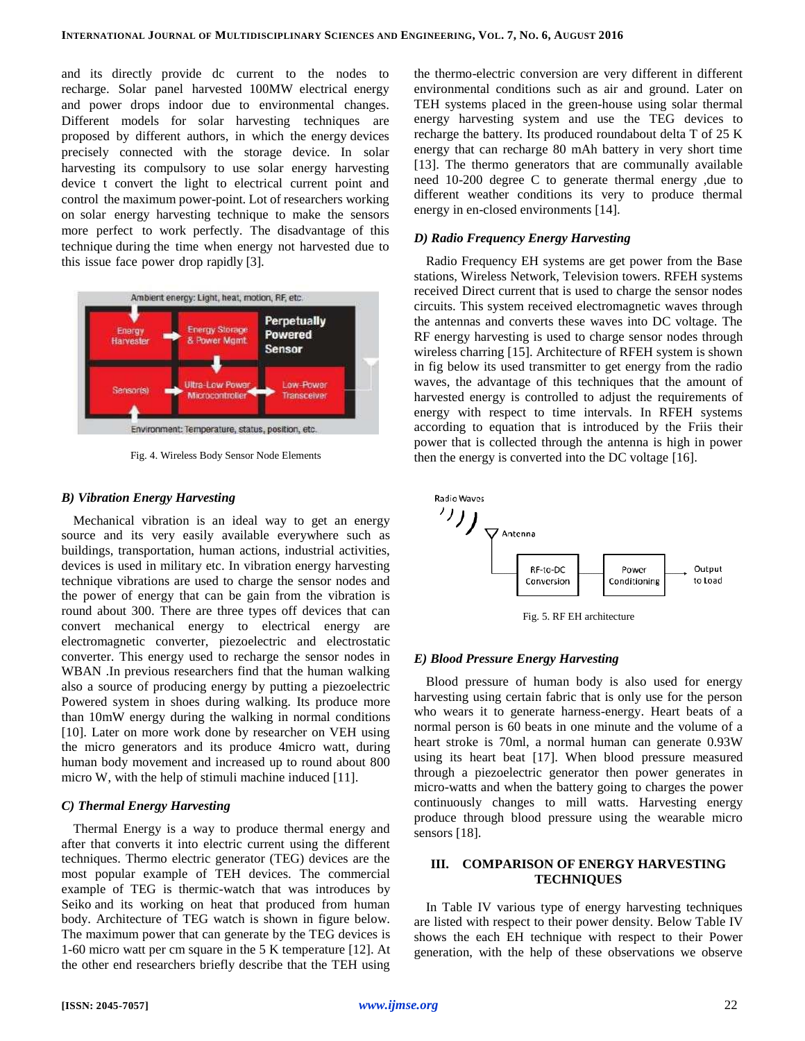and its directly provide dc current to the nodes to recharge. Solar panel harvested 100MW electrical energy and power drops indoor due to environmental changes. Different models for solar harvesting techniques are proposed by different authors, in which the energy devices precisely connected with the storage device. In solar harvesting its compulsory to use solar energy harvesting device t convert the light to electrical current point and control the maximum power-point. Lot of researchers working on solar energy harvesting technique to make the sensors more perfect to work perfectly. The disadvantage of this technique during the time when energy not harvested due to this issue face power drop rapidly [3].

Fig. 4. Wireless Body Sensor Node Elements

### *B) Vibration Energy Harvesting*

Mechanical vibration is an ideal way to get an energy source and its very easily available everywhere such as buildings, transportation, human actions, industrial activities, devices is used in military etc. In vibration energy harvesting technique vibrations are used to charge the sensor nodes and the power of energy that can be gain from the vibration is round about 300. There are three types off devices that can convert mechanical energy to electrical energy are electromagnetic converter, piezoelectric and electrostatic converter. This energy used to recharge the sensor nodes in WBAN .In previous researchers find that the human walking also a source of producing energy by putting a piezoelectric Powered system in shoes during walking. Its produce more than 10mW energy during the walking in normal conditions [10]. Later on more work done by researcher on VEH using the micro generators and its produce 4micro watt, during human body movement and increased up to round about 800 micro W, with the help of stimuli machine induced [11].

### *C) Thermal Energy Harvesting*

Thermal Energy is a way to produce thermal energy and after that converts it into electric current using the different techniques. Thermo electric generator (TEG) devices are the most popular example of TEH devices. The commercial example of TEG is thermic-watch that was introduces by Seiko and its working on heat that produced from human body. Architecture of TEG watch is shown in figure below. The maximum power that can generate by the TEG devices is 1-60 micro watt per cm square in the 5 K temperature [12]. At the other end researchers briefly describe that the TEH using the thermo-electric conversion are very different in different environmental conditions such as air and ground. Later on TEH systems placed in the green-house using solar thermal energy harvesting system and use the TEG devices to recharge the battery. Its produced roundabout delta T of 25 K energy that can recharge 80 mAh battery in very short time [13]. The thermo generators that are communally available need 10-200 degree C to generate thermal energy ,due to different weather conditions its very to produce thermal energy in en-closed environments [14].

### *D) Radio Frequency Energy Harvesting*

Radio Frequency EH systems are get power from the Base stations, Wireless Network, Television towers. RFEH systems received Direct current that is used to charge the sensor nodes circuits. This system received electromagnetic waves through the antennas and converts these waves into DC voltage. The RF energy harvesting is used to charge sensor nodes through wireless charring [15]. Architecture of RFEH system is shown in fig below its used transmitter to get energy from the radio waves, the advantage of this techniques that the amount of harvested energy is controlled to adjust the requirements of energy with respect to time intervals. In RFEH systems according to equation that is introduced by the Friis their power that is collected through the antenna is high in power then the energy is converted into the DC voltage [16].

Fig. 5. RF EH architecture

### *E) Blood Pressure Energy Harvesting*

Blood pressure of human body is also used for energy harvesting using certain fabric that is only use for the person who wears it to generate harness-energy. Heart beats of a normal person is 60 beats in one minute and the volume of a heart stroke is 70ml, a normal human can generate 0.93W using its heart beat [17]. When blood pressure measured through a piezoelectric generator then power generates in micro-watts and when the battery going to charges the power continuously changes to mill watts. Harvesting energy produce through blood pressure using the wearable micro sensors [18].

## III. COMPARISON OF ENERGY HARVESTING TECHNIQUES

In Table IV various type of energy harvesting techniques are listed with respect to their power density. Below Table IV shows the each EH technique with respect to their Power generation, with the help of these observations we observe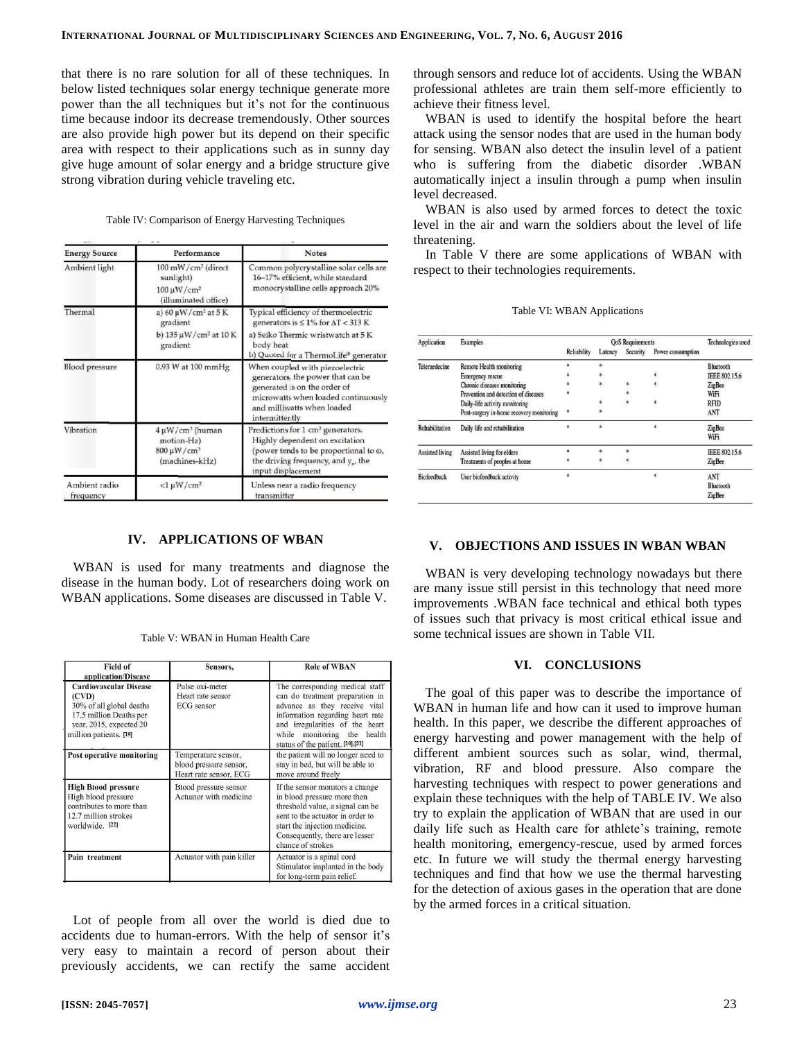that there is no rare solution for all of these techniques. In below listed techniques solar energy technique generate more power than the all techniques but it's not for the continuous time because indoor its decrease tremendously. Other sources are also provide high power but its depend on their specific area with respect to their applications such as in sunny day give huge amount of solar energy and a bridge structure give strong vibration during vehicle traveling etc.

Table IV: Comparison of Energy Harvesting Techniques

| Energy Source | Performance | Notes |
|---|---|---|
| Ambient light | 100 mW/cm² (direct sunlight) 100 μW/cm² (illuminated office) | Common polycrystalline solar cells are 16–17% efficient, while standard monocrystalline cells approach 20% |
| Thermal | a) 60 μW/cm² at 5 K gradient b) 135 μW/cm² at 10 K gradient | Typical efficiency of thermoelectric generators is ≤ 1% for ΔT < 313 K a) Seiko Thermic wristwatch at 5 K body heat b) Quoted for a ThermoLife® generator |
| Blood pressure | 0.93 W at 100 mmHg | When coupled with piezoelectric generators, the power that can be generated is on the order of microwatts when loaded continuously and milliwatts when loaded intermittently |
| Vibration | 4 μW/cm³ (human motion-Hz) 800 μW/cm³ (machines-kHz) | Predictions for 1 cm³ generators. Highly dependent on excitation (power tends to be proportional to ω, the driving frequency, and $y_o$, the input displacement |
| Ambient radio frequency | <1 μW/cm² | Unless near a radio frequency transmitter |

## IV. APPLICATIONS OF WBAN

WBAN is used for many treatments and diagnose the disease in the human body. Lot of researchers doing work on WBAN applications. Some diseases are discussed in Table V.

Table V: WBAN in Human Health Care

| Field of application/Disease | Sensors, | Role of WBAN |
|---|---|---|
| **Cardiovascular Disease (CVD)** 30% of all global deaths 17.5 million Deaths per year. 2015, expected 20 million patients. [19] | Pulse oxi-meter Heart rate sensor ECG sensor | The corresponding medical staff can do treatment preparation in advance as they receive vital information regarding heart rate and irregularities of the heart while monitoring the health status of the patient. [20],[21] |
| **Post operative monitoring** | Temperature sensor, blood pressure sensor, Heart rate sensor, ECG | the patient will no longer need to stay in bed, but will be able to move around freely |
| **High Blood pressure** High blood pressure contributes to more than 12.7 million strokes worldwide. [22] | Blood pressure sensor Actuator with medicine | If the sensor monitors a change in blood pressure more then threshold value, a signal can be sent to the actuator in order to start the injection medicine. Consequently, there are lesser chance of strokes |
| **Pain treatment** | Actuator with pain killer | Actuator is a spinal cord Stimulator implanted in the body for long-term pain relief. |

Lot of people from all over the world is died due to accidents due to human-errors. With the help of sensor it's very easy to maintain a record of person about their previously accidents, we can rectify the same accident through sensors and reduce lot of accidents. Using the WBAN professional athletes are train them self-more efficiently to achieve their fitness level.

WBAN is used to identify the hospital before the heart attack using the sensor nodes that are used in the human body for sensing. WBAN also detect the insulin level of a patient who is suffering from the diabetic disorder .WBAN automatically inject a insulin through a pump when insulin level decreased.

WBAN is also used by armed forces to detect the toxic level in the air and warn the soldiers about the level of life threatening.

In Table V there are some applications of WBAN with respect to their technologies requirements.

Table VI: WBAN Applications

| Application | Examples | QoS Requirements | | | | Technologies used |
|---|---|---|---|---|---|---|
| | | Reliability | Latency | Security | Power consumption | |
| Telemedecine | Remote Health monitoring | * | * | | | Bluetooth |
| | Emergency rescue | * | * | | * | IEEE 802.15.6 |
| | Chronic diseases monitoring | * | * | * | * | ZigBee |
| | Prevention and detection of diseases | * | | * | | WiFi |
| | Daily-life activity monitoring | | * | * | * | RFID |
| | Post-surgery in-home recovery monitoring | * | * | | | ANT |
| Rehabilitation | Daily life and rehabilitation | * | * | | * | ZigBee WiFi |
| Assisted living | Assisted living for elders | * | * | * | | IEEE 802.15.6 |
| | Treatments of peoples at home | * | * | * | | ZigBee |
| Biofeedback | User biofeedback activity | * | | | * | ANT Bluetooth ZigBee |

## V. OBJECTIONS AND ISSUES IN WBAN WBAN

WBAN is very developing technology nowadays but there are many issue still persist in this technology that need more improvements .WBAN face technical and ethical both types of issues such that privacy is most critical ethical issue and some technical issues are shown in Table VII.

## VI. CONCLUSIONS

The goal of this paper was to describe the importance of WBAN in human life and how can it used to improve human health. In this paper, we describe the different approaches of energy harvesting and power management with the help of different ambient sources such as solar, wind, thermal, vibration, RF and blood pressure. Also compare the harvesting techniques with respect to power generations and explain these techniques with the help of TABLE IV. We also try to explain the application of WBAN that are used in our daily life such as Health care for athlete's training, remote health monitoring, emergency-rescue, used by armed forces etc. In future we will study the thermal energy harvesting techniques and find that how we use the thermal harvesting for the detection of axious gases in the operation that are done by the armed forces in a critical situation.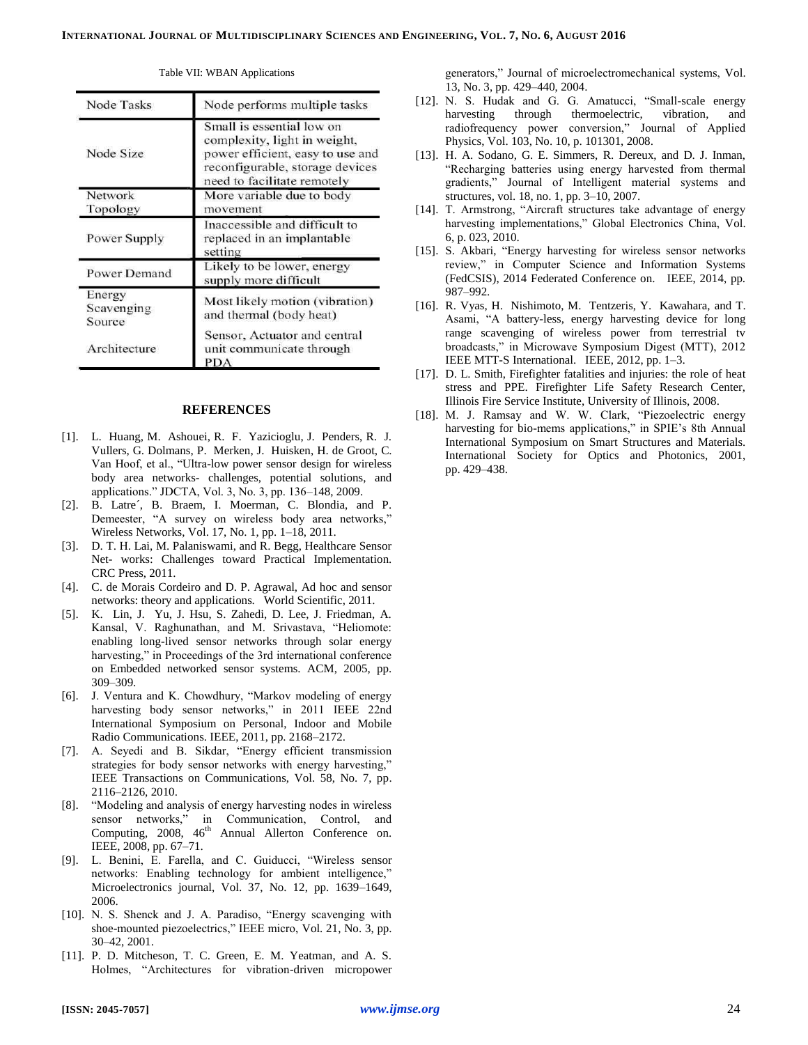Table VII: WBAN Applications

| | |
|---|---|
| Node Tasks | Node performs multiple tasks |
| Node Size | Small is essential low on complexity, light in weight, power efficient, easy to use and reconfigurable, storage devices need to facilitate remotely |
| Network Topology | More variable due to body movement |
| Power Supply | Inaccessible and difficult to replaced in an implantable setting |
| Power Demand | Likely to be lower, energy supply more difficult |
| Energy Scavenging Source | Most likely motion (vibration) and thermal (body heat) |
| Architecture | Sensor, Actuator and central unit communicate through PDA |

## REFERENCES

[1]. L. Huang, M. Ashouei, R. F. Yazicioglu, J. Penders, R. J. Vullers, G. Dolmans, P. Merken, J. Huisken, H. de Groot, C. Van Hoof, et al., "Ultra-low power sensor design for wireless body area networks- challenges, potential solutions, and applications." JDCTA, Vol. 3, No. 3, pp. 136–148, 2009.

[2]. B. Latre´, B. Braem, I. Moerman, C. Blondia, and P. Demeester, "A survey on wireless body area networks," Wireless Networks, Vol. 17, No. 1, pp. 1–18, 2011.

[3]. D. T. H. Lai, M. Palaniswami, and R. Begg, Healthcare Sensor Net- works: Challenges toward Practical Implementation. CRC Press, 2011.

[4]. C. de Morais Cordeiro and D. P. Agrawal, Ad hoc and sensor networks: theory and applications. World Scientific, 2011.

[5]. K. Lin, J. Yu, J. Hsu, S. Zahedi, D. Lee, J. Friedman, A. Kansal, V. Raghunathan, and M. Srivastava, "Heliomote: enabling long-lived sensor networks through solar energy harvesting," in Proceedings of the 3rd international conference on Embedded networked sensor systems. ACM, 2005, pp. 309–309.

[6]. J. Ventura and K. Chowdhury, "Markov modeling of energy harvesting body sensor networks," in 2011 IEEE 22nd International Symposium on Personal, Indoor and Mobile Radio Communications. IEEE, 2011, pp. 2168–2172.

[7]. A. Seyedi and B. Sikdar, "Energy efficient transmission strategies for body sensor networks with energy harvesting," IEEE Transactions on Communications, Vol. 58, No. 7, pp. 2116–2126, 2010.

[8]. "Modeling and analysis of energy harvesting nodes in wireless sensor networks," in Communication, Control, and Computing, 2008, 46th Annual Allerton Conference on. IEEE, 2008, pp. 67–71.

[9]. L. Benini, E. Farella, and C. Guiducci, "Wireless sensor networks: Enabling technology for ambient intelligence," Microelectronics journal, Vol. 37, No. 12, pp. 1639–1649, 2006.

[10]. N. S. Shenck and J. A. Paradiso, "Energy scavenging with shoe-mounted piezoelectrics," IEEE micro, Vol. 21, No. 3, pp. 30–42, 2001.

[11]. P. D. Mitcheson, T. C. Green, E. M. Yeatman, and A. S. Holmes, "Architectures for vibration-driven micropower generators," Journal of microelectromechanical systems, Vol. 13, No. 3, pp. 429–440, 2004.

[12]. N. S. Hudak and G. G. Amatucci, "Small-scale energy harvesting through thermoelectric, vibration, and radiofrequency power conversion," Journal of Applied Physics, Vol. 103, No. 10, p. 101301, 2008.

[13]. H. A. Sodano, G. E. Simmers, R. Dereux, and D. J. Inman, "Recharging batteries using energy harvested from thermal gradients," Journal of Intelligent material systems and structures, vol. 18, no. 1, pp. 3–10, 2007.

[14]. T. Armstrong, "Aircraft structures take advantage of energy harvesting implementations," Global Electronics China, Vol. 6, p. 023, 2010.

[15]. S. Akbari, "Energy harvesting for wireless sensor networks review," in Computer Science and Information Systems (FedCSIS), 2014 Federated Conference on. IEEE, 2014, pp. 987–992.

[16]. R. Vyas, H. Nishimoto, M. Tentzeris, Y. Kawahara, and T. Asami, "A battery-less, energy harvesting device for long range scavenging of wireless power from terrestrial tv broadcasts," in Microwave Symposium Digest (MTT), 2012 IEEE MTT-S International. IEEE, 2012, pp. 1–3.

[17]. D. L. Smith, Firefighter fatalities and injuries: the role of heat stress and PPE. Firefighter Life Safety Research Center, Illinois Fire Service Institute, University of Illinois, 2008.

[18]. M. J. Ramsay and W. W. Clark, "Piezoelectric energy harvesting for bio-mems applications," in SPIE's 8th Annual International Symposium on Smart Structures and Materials. International Society for Optics and Photonics, 2001, pp. 429–438.